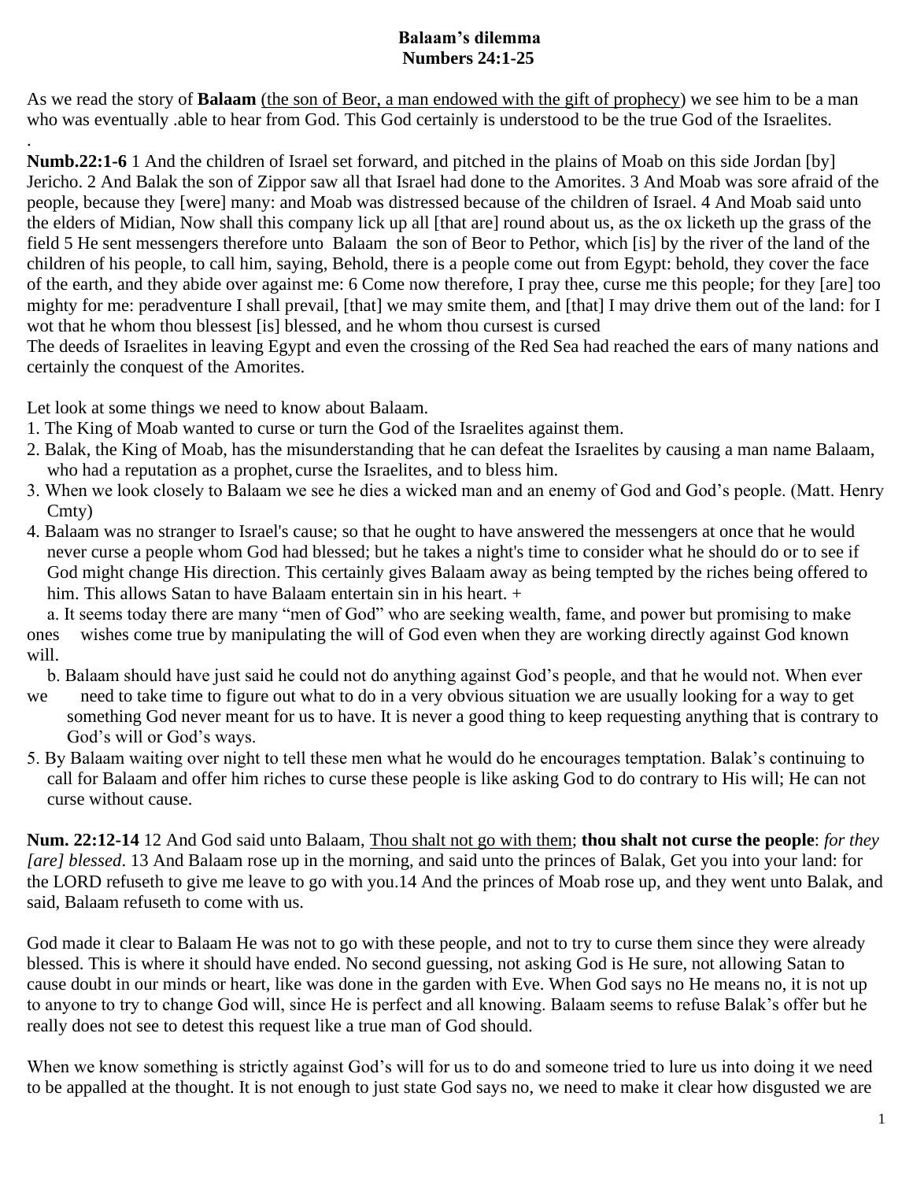**Balaam's dilemma**
**Numbers 24:1-25**

As we read the story of **Balaam** (the son of Beor, a man endowed with the gift of prophecy) we see him to be a man who was eventually .able to hear from God. This God certainly is understood to be the true God of the Israelites.
.
**Numb.22:1-6** 1 And the children of Israel set forward, and pitched in the plains of Moab on this side Jordan [by] Jericho. 2 And Balak the son of Zippor saw all that Israel had done to the Amorites. 3 And Moab was sore afraid of the people, because they [were] many: and Moab was distressed because of the children of Israel. 4 And Moab said unto the elders of Midian, Now shall this company lick up all [that are] round about us, as the ox licketh up the grass of the field 5 He sent messengers therefore unto Balaam the son of Beor to Pethor, which [is] by the river of the land of the children of his people, to call him, saying, Behold, there is a people come out from Egypt: behold, they cover the face of the earth, and they abide over against me: 6 Come now therefore, I pray thee, curse me this people; for they [are] too mighty for me: peradventure I shall prevail, [that] we may smite them, and [that] I may drive them out of the land: for I wot that he whom thou blessest [is] blessed, and he whom thou cursest is cursed
The deeds of Israelites in leaving Egypt and even the crossing of the Red Sea had reached the ears of many nations and certainly the conquest of the Amorites.

Let look at some things we need to know about Balaam.
1. The King of Moab wanted to curse or turn the God of the Israelites against them.
2. Balak, the King of Moab, has the misunderstanding that he can defeat the Israelites by causing a man name Balaam, who had a reputation as a prophet, curse the Israelites, and to bless him.
3. When we look closely to Balaam we see he dies a wicked man and an enemy of God and God's people. (Matt. Henry Cmty)
4. Balaam was no stranger to Israel's cause; so that he ought to have answered the messengers at once that he would never curse a people whom God had blessed; but he takes a night's time to consider what he should do or to see if God might change His direction. This certainly gives Balaam away as being tempted by the riches being offered to him. This allows Satan to have Balaam entertain sin in his heart. +
   a. It seems today there are many "men of God" who are seeking wealth, fame, and power but promising to make ones wishes come true by manipulating the will of God even when they are working directly against God known will.
   b. Balaam should have just said he could not do anything against God's people, and that he would not. When ever we need to take time to figure out what to do in a very obvious situation we are usually looking for a way to get something God never meant for us to have. It is never a good thing to keep requesting anything that is contrary to God's will or God's ways.
5. By Balaam waiting over night to tell these men what he would do he encourages temptation. Balak's continuing to call for Balaam and offer him riches to curse these people is like asking God to do contrary to His will; He can not curse without cause.

**Num. 22:12-14** 12 And God said unto Balaam, Thou shalt not go with them; **thou shalt not curse the people**: *for they [are] blessed*. 13 And Balaam rose up in the morning, and said unto the princes of Balak, Get you into your land: for the LORD refuseth to give me leave to go with you.14 And the princes of Moab rose up, and they went unto Balak, and said, Balaam refuseth to come with us.

God made it clear to Balaam He was not to go with these people, and not to try to curse them since they were already blessed. This is where it should have ended. No second guessing, not asking God is He sure, not allowing Satan to cause doubt in our minds or heart, like was done in the garden with Eve. When God says no He means no, it is not up to anyone to try to change God will, since He is perfect and all knowing. Balaam seems to refuse Balak's offer but he really does not see to detest this request like a true man of God should.

When we know something is strictly against God's will for us to do and someone tried to lure us into doing it we need to be appalled at the thought. It is not enough to just state God says no, we need to make it clear how disgusted we are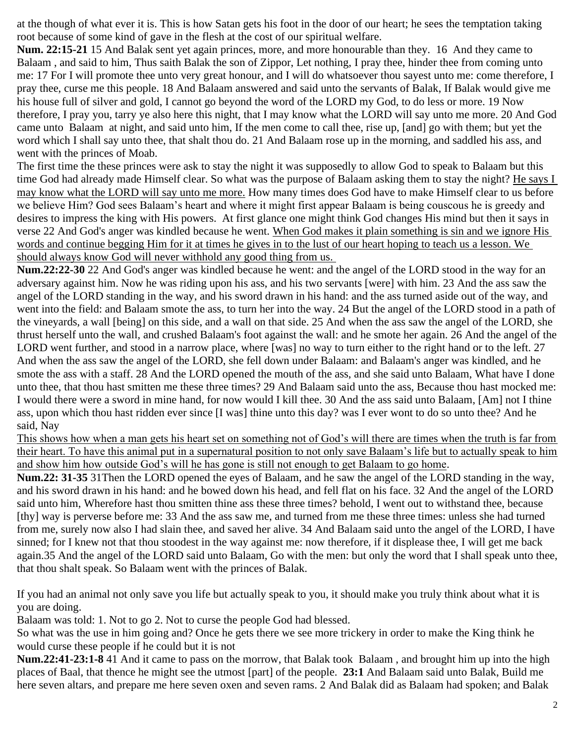at the though of what ever it is. This is how Satan gets his foot in the door of our heart; he sees the temptation taking root because of some kind of gave in the flesh at the cost of our spiritual welfare.

**Num. 22:15-21** 15 And Balak sent yet again princes, more, and more honourable than they. 16 And they came to Balaam , and said to him, Thus saith Balak the son of Zippor, Let nothing, I pray thee, hinder thee from coming unto me: 17 For I will promote thee unto very great honour, and I will do whatsoever thou sayest unto me: come therefore, I pray thee, curse me this people. 18 And Balaam answered and said unto the servants of Balak, If Balak would give me his house full of silver and gold, I cannot go beyond the word of the LORD my God, to do less or more. 19 Now therefore, I pray you, tarry ye also here this night, that I may know what the LORD will say unto me more. 20 And God came unto Balaam at night, and said unto him, If the men come to call thee, rise up, [and] go with them; but yet the word which I shall say unto thee, that shalt thou do. 21 And Balaam rose up in the morning, and saddled his ass, and went with the princes of Moab.

The first time the these princes were ask to stay the night it was supposedly to allow God to speak to Balaam but this time God had already made Himself clear. So what was the purpose of Balaam asking them to stay the night? <u>He says I may know what the LORD will say unto me more.</u> How many times does God have to make Himself clear to us before we believe Him? God sees Balaam's heart and where it might first appear Balaam is being couscous he is greedy and desires to impress the king with His powers. At first glance one might think God changes His mind but then it says in verse 22 And God's anger was kindled because he went. <u>When God makes it plain something is sin and we ignore His words and continue begging Him for it at times he gives in to the lust of our heart hoping to teach us a lesson. We should always know God will never withhold any good thing from us.</u>

**Num.22:22-30** 22 And God's anger was kindled because he went: and the angel of the LORD stood in the way for an adversary against him. Now he was riding upon his ass, and his two servants [were] with him. 23 And the ass saw the angel of the LORD standing in the way, and his sword drawn in his hand: and the ass turned aside out of the way, and went into the field: and Balaam smote the ass, to turn her into the way. 24 But the angel of the LORD stood in a path of the vineyards, a wall [being] on this side, and a wall on that side. 25 And when the ass saw the angel of the LORD, she thrust herself unto the wall, and crushed Balaam's foot against the wall: and he smote her again. 26 And the angel of the LORD went further, and stood in a narrow place, where [was] no way to turn either to the right hand or to the left. 27 And when the ass saw the angel of the LORD, she fell down under Balaam: and Balaam's anger was kindled, and he smote the ass with a staff. 28 And the LORD opened the mouth of the ass, and she said unto Balaam, What have I done unto thee, that thou hast smitten me these three times? 29 And Balaam said unto the ass, Because thou hast mocked me: I would there were a sword in mine hand, for now would I kill thee. 30 And the ass said unto Balaam, [Am] not I thine ass, upon which thou hast ridden ever since [I was] thine unto this day? was I ever wont to do so unto thee? And he said, Nay

<u>This shows how when a man gets his heart set on something not of God's will there are times when the truth is far from their heart. To have this animal put in a supernatural position to not only save Balaam's life but to actually speak to him and show him how outside God's will he has gone is still not enough to get Balaam to go home</u>.

**Num.22: 31-35** 31Then the LORD opened the eyes of Balaam, and he saw the angel of the LORD standing in the way, and his sword drawn in his hand: and he bowed down his head, and fell flat on his face. 32 And the angel of the LORD said unto him, Wherefore hast thou smitten thine ass these three times? behold, I went out to withstand thee, because [thy] way is perverse before me: 33 And the ass saw me, and turned from me these three times: unless she had turned from me, surely now also I had slain thee, and saved her alive. 34 And Balaam said unto the angel of the LORD, I have sinned; for I knew not that thou stoodest in the way against me: now therefore, if it displease thee, I will get me back again.35 And the angel of the LORD said unto Balaam, Go with the men: but only the word that I shall speak unto thee, that thou shalt speak. So Balaam went with the princes of Balak.

If you had an animal not only save you life but actually speak to you, it should make you truly think about what it is you are doing.

Balaam was told: 1. Not to go 2. Not to curse the people God had blessed.

So what was the use in him going and? Once he gets there we see more trickery in order to make the King think he would curse these people if he could but it is not

**Num.22:41-23:1-8** 41 And it came to pass on the morrow, that Balak took Balaam , and brought him up into the high places of Baal, that thence he might see the utmost [part] of the people. **23:1** And Balaam said unto Balak, Build me here seven altars, and prepare me here seven oxen and seven rams. 2 And Balak did as Balaam had spoken; and Balak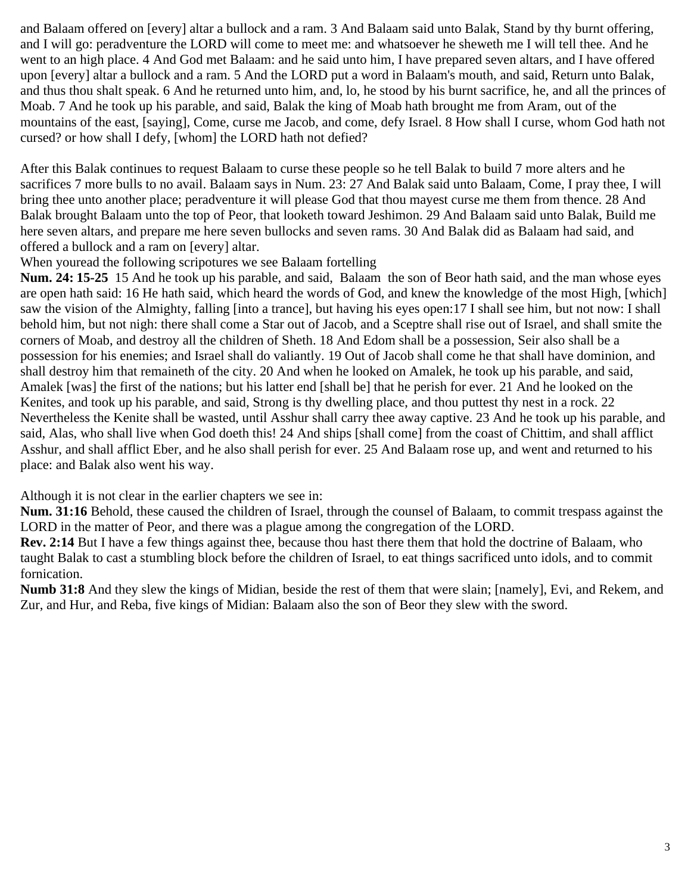and Balaam offered on [every] altar a bullock and a ram. 3 And Balaam said unto Balak, Stand by thy burnt offering, and I will go: peradventure the LORD will come to meet me: and whatsoever he sheweth me I will tell thee. And he went to an high place. 4 And God met Balaam: and he said unto him, I have prepared seven altars, and I have offered upon [every] altar a bullock and a ram. 5 And the LORD put a word in Balaam's mouth, and said, Return unto Balak, and thus thou shalt speak. 6 And he returned unto him, and, lo, he stood by his burnt sacrifice, he, and all the princes of Moab. 7 And he took up his parable, and said, Balak the king of Moab hath brought me from Aram, out of the mountains of the east, [saying], Come, curse me Jacob, and come, defy Israel. 8 How shall I curse, whom God hath not cursed? or how shall I defy, [whom] the LORD hath not defied?

After this Balak continues to request Balaam to curse these people so he tell Balak to build 7 more alters and he sacrifices 7 more bulls to no avail. Balaam says in Num. 23: 27 And Balak said unto Balaam, Come, I pray thee, I will bring thee unto another place; peradventure it will please God that thou mayest curse me them from thence. 28 And Balak brought Balaam unto the top of Peor, that looketh toward Jeshimon. 29 And Balaam said unto Balak, Build me here seven altars, and prepare me here seven bullocks and seven rams. 30 And Balak did as Balaam had said, and offered a bullock and a ram on [every] altar.
When youread the following scripotures we see Balaam fortelling

**Num. 24: 15-25** 15 And he took up his parable, and said, Balaam the son of Beor hath said, and the man whose eyes are open hath said: 16 He hath said, which heard the words of God, and knew the knowledge of the most High, [which] saw the vision of the Almighty, falling [into a trance], but having his eyes open:17 I shall see him, but not now: I shall behold him, but not nigh: there shall come a Star out of Jacob, and a Sceptre shall rise out of Israel, and shall smite the corners of Moab, and destroy all the children of Sheth. 18 And Edom shall be a possession, Seir also shall be a possession for his enemies; and Israel shall do valiantly. 19 Out of Jacob shall come he that shall have dominion, and shall destroy him that remaineth of the city. 20 And when he looked on Amalek, he took up his parable, and said, Amalek [was] the first of the nations; but his latter end [shall be] that he perish for ever. 21 And he looked on the Kenites, and took up his parable, and said, Strong is thy dwelling place, and thou puttest thy nest in a rock. 22 Nevertheless the Kenite shall be wasted, until Asshur shall carry thee away captive. 23 And he took up his parable, and said, Alas, who shall live when God doeth this! 24 And ships [shall come] from the coast of Chittim, and shall afflict Asshur, and shall afflict Eber, and he also shall perish for ever. 25 And Balaam rose up, and went and returned to his place: and Balak also went his way.

Although it is not clear in the earlier chapters we see in:

**Num. 31:16** Behold, these caused the children of Israel, through the counsel of Balaam, to commit trespass against the LORD in the matter of Peor, and there was a plague among the congregation of the LORD.

**Rev. 2:14** But I have a few things against thee, because thou hast there them that hold the doctrine of Balaam, who taught Balak to cast a stumbling block before the children of Israel, to eat things sacrificed unto idols, and to commit fornication.

**Numb 31:8** And they slew the kings of Midian, beside the rest of them that were slain; [namely], Evi, and Rekem, and Zur, and Hur, and Reba, five kings of Midian: Balaam also the son of Beor they slew with the sword.